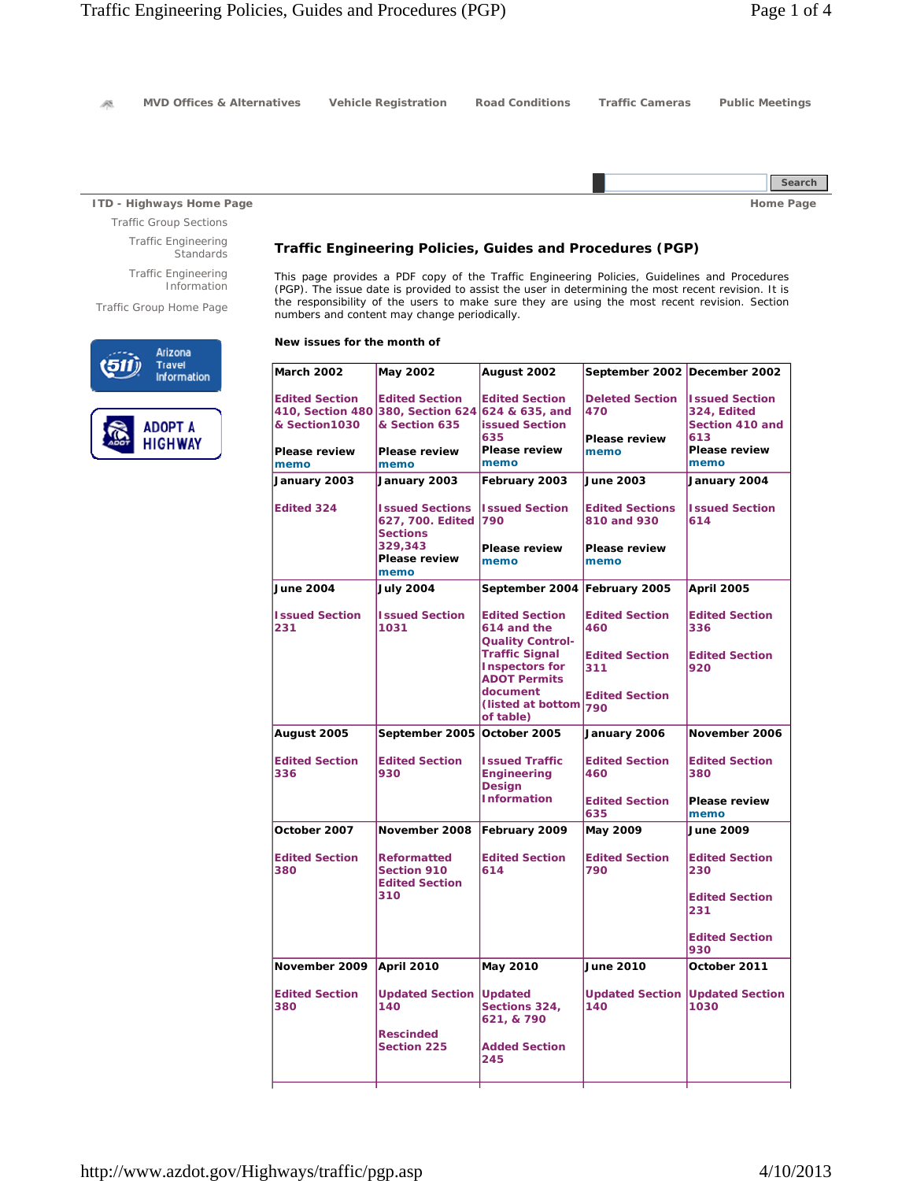MVD Offices & Alternatives | Vehicle Registration | Road Conditions | Traffic Cameras | Public Meetings

Search

ITD - Highways Home Page

Home Page

Traffic Group Sections

Traffic Engineering Standards

Traffic Engineering Information

Traffic Group Home Page

Arizona Travel Information

ADOPT A HIGHWAY

## Traffic Engineering Policies, Guides and Procedures (PGP)

This page provides a PDF copy of the Traffic Engineering Policies, Guidelines and Procedures (PGP). The issue date is provided to assist the user in determining the most recent revision. It is the responsibility of the users to make sure they are using the most recent revision. Section numbers and content may change periodically.

**New issues for the month of**

| | | | | |
|---|---|---|---|---|
| **March 2002**<br>Edited Section 410, Section 480 & Section1030<br>Please review memo | **May 2002**<br>Edited Section 380, Section 624 & Section 635<br>Please review memo | **August 2002**<br>Edited Section 624 & 635, and issued Section 635<br>Please review memo | **September 2002**<br>Deleted Section 470<br>Please review memo | **December 2002**<br>Issued Section 324, Edited Section 410 and 613<br>Please review memo |
| **January 2003**<br>Edited 324 | **January 2003**<br>Issued Sections 627, 700. Edited Sections 329,343<br>Please review memo | **February 2003**<br>Issued Section 790<br>Please review memo | **June 2003**<br>Edited Sections 810 and 930<br>Please review memo | **January 2004**<br>Issued Section 614 |
| **June 2004**<br>Issued Section 231 | **July 2004**<br>Issued Section 1031 | **September 2004**<br>Edited Section 614 and the Quality Control-Traffic Signal Inspectors for ADOT Permits document (listed at bottom of table) | **February 2005**<br>Edited Section 460<br>Edited Section 311<br>Edited Section 790 | **April 2005**<br>Edited Section 336<br>Edited Section 920 |
| **August 2005**<br>Edited Section 336 | **September 2005**<br>Edited Section 930 | **October 2005**<br>Issued Traffic Engineering Design Information | **January 2006**<br>Edited Section 460<br>Edited Section 635 | **November 2006**<br>Edited Section 380<br>Please review memo |
| **October 2007**<br>Edited Section 380 | **November 2008**<br>Reformatted Section 910<br>Edited Section 310 | **February 2009**<br>Edited Section 614 | **May 2009**<br>Edited Section 790 | **June 2009**<br>Edited Section 230<br>Edited Section 231<br>Edited Section 930 |
| **November 2009**<br>Edited Section 380 | **April 2010**<br>Updated Section 140<br>Rescinded Section 225 | **May 2010**<br>Updated Sections 324, 621, & 790<br>Added Section 245 | **June 2010**<br>Updated Section 140 | **October 2011**<br>Updated Section 1030 |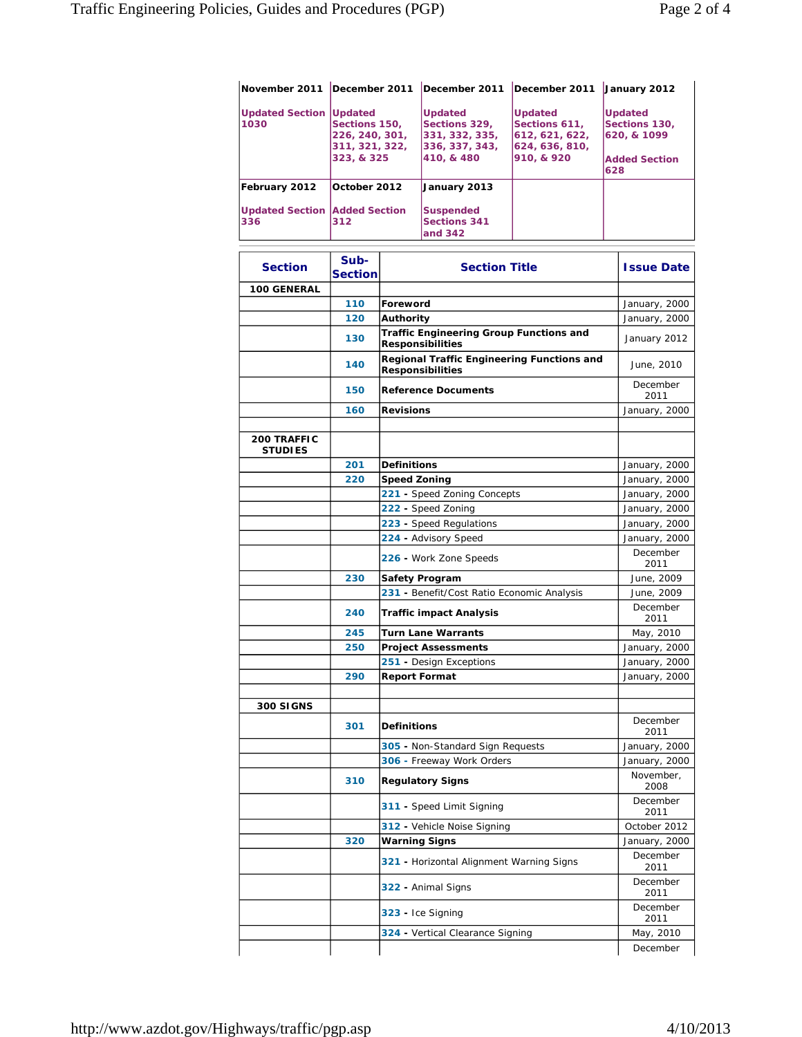| November 2011 | December 2011 | December 2011 | December 2011 | January 2012 |
|---|---|---|---|---|
| Updated Section 1030 | Updated Sections 150, 226, 240, 301, 311, 321, 322, 323, & 325 | Updated Sections 329, 331, 332, 335, 336, 337, 343, 410, & 480 | Updated Sections 611, 612, 621, 622, 624, 636, 810, 910, & 920 | Updated Sections 130, 620, & 1099<br><br>Added Section 628 |
| **February 2012** | **October 2012** | **January 2013** | | |
| Updated Section 336 | Added Section 312 | Suspended Sections 341 and 342 | | |

| Section | Sub-Section | Section Title | Issue Date |
|---|---|---|---|
| **100 GENERAL** | | | |
| | 110 | **Foreword** | January, 2000 |
| | 120 | **Authority** | January, 2000 |
| | 130 | **Traffic Engineering Group Functions and Responsibilities** | January 2012 |
| | 140 | **Regional Traffic Engineering Functions and Responsibilities** | June, 2010 |
| | 150 | **Reference Documents** | December 2011 |
| | 160 | **Revisions** | January, 2000 |
| | | | |
| **200 TRAFFIC STUDIES** | | | |
| | 201 | **Definitions** | January, 2000 |
| | 220 | **Speed Zoning** | January, 2000 |
| | | 221 - Speed Zoning Concepts | January, 2000 |
| | | 222 - Speed Zoning | January, 2000 |
| | | 223 - Speed Regulations | January, 2000 |
| | | 224 - Advisory Speed | January, 2000 |
| | | 226 - Work Zone Speeds | December 2011 |
| | 230 | **Safety Program** | June, 2009 |
| | | 231 - Benefit/Cost Ratio Economic Analysis | June, 2009 |
| | 240 | **Traffic impact Analysis** | December 2011 |
| | 245 | **Turn Lane Warrants** | May, 2010 |
| | 250 | **Project Assessments** | January, 2000 |
| | | 251 - Design Exceptions | January, 2000 |
| | 290 | **Report Format** | January, 2000 |
| | | | |
| **300 SIGNS** | | | |
| | 301 | **Definitions** | December 2011 |
| | | 305 - Non-Standard Sign Requests | January, 2000 |
| | | 306 - Freeway Work Orders | January, 2000 |
| | 310 | **Regulatory Signs** | November, 2008 |
| | | 311 - Speed Limit Signing | December 2011 |
| | | 312 - Vehicle Noise Signing | October 2012 |
| | 320 | **Warning Signs** | January, 2000 |
| | | 321 - Horizontal Alignment Warning Signs | December 2011 |
| | | 322 - Animal Signs | December 2011 |
| | | 323 - Ice Signing | December 2011 |
| | | 324 - Vertical Clearance Signing | May, 2010 |
| | | | December |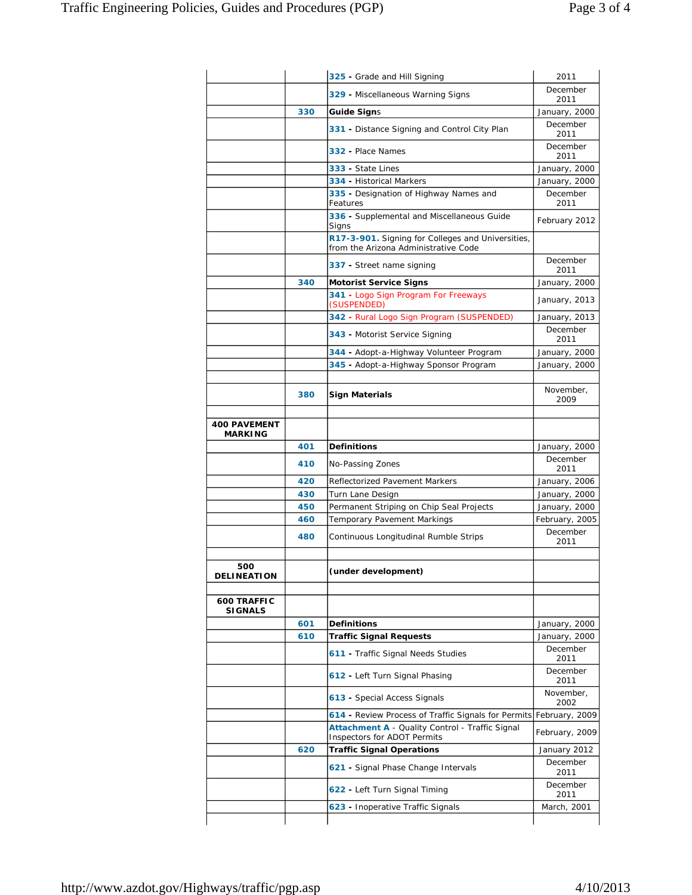| | | | |
|---|---|---|---|
| | | 325 - Grade and Hill Signing | 2011 |
| | | 329 - Miscellaneous Warning Signs | December 2011 |
| | 330 | **Guide Signs** | January, 2000 |
| | | 331 - Distance Signing and Control City Plan | December 2011 |
| | | 332 - Place Names | December 2011 |
| | | 333 - State Lines | January, 2000 |
| | | 334 - Historical Markers | January, 2000 |
| | | 335 - Designation of Highway Names and Features | December 2011 |
| | | 336 - Supplemental and Miscellaneous Guide Signs | February 2012 |
| | | R17-3-901. Signing for Colleges and Universities, from the Arizona Administrative Code | |
| | | 337 - Street name signing | December 2011 |
| | 340 | **Motorist Service Signs** | January, 2000 |
| | | 341 - Logo Sign Program For Freeways (SUSPENDED) | January, 2013 |
| | | 342 - Rural Logo Sign Program (SUSPENDED) | January, 2013 |
| | | 343 - Motorist Service Signing | December 2011 |
| | | 344 - Adopt-a-Highway Volunteer Program | January, 2000 |
| | | 345 - Adopt-a-Highway Sponsor Program | January, 2000 |
| | | | |
| | 380 | **Sign Materials** | November, 2009 |
| | | | |
| **400 PAVEMENT MARKING** | | | |
| | 401 | **Definitions** | January, 2000 |
| | 410 | No-Passing Zones | December 2011 |
| | 420 | Reflectorized Pavement Markers | January, 2006 |
| | 430 | Turn Lane Design | January, 2000 |
| | 450 | Permanent Striping on Chip Seal Projects | January, 2000 |
| | 460 | Temporary Pavement Markings | February, 2005 |
| | 480 | Continuous Longitudinal Rumble Strips | December 2011 |
| | | | |
| **500 DELINEATION** | | **(under development)** | |
| | | | |
| **600 TRAFFIC SIGNALS** | | | |
| | 601 | **Definitions** | January, 2000 |
| | 610 | **Traffic Signal Requests** | January, 2000 |
| | | 611 - Traffic Signal Needs Studies | December 2011 |
| | | 612 - Left Turn Signal Phasing | December 2011 |
| | | 613 - Special Access Signals | November, 2002 |
| | | 614 - Review Process of Traffic Signals for Permits | February, 2009 |
| | | Attachment A - Quality Control - Traffic Signal Inspectors for ADOT Permits | February, 2009 |
| | 620 | **Traffic Signal Operations** | January 2012 |
| | | 621 - Signal Phase Change Intervals | December 2011 |
| | | 622 - Left Turn Signal Timing | December 2011 |
| | | 623 - Inoperative Traffic Signals | March, 2001 |
| | | | |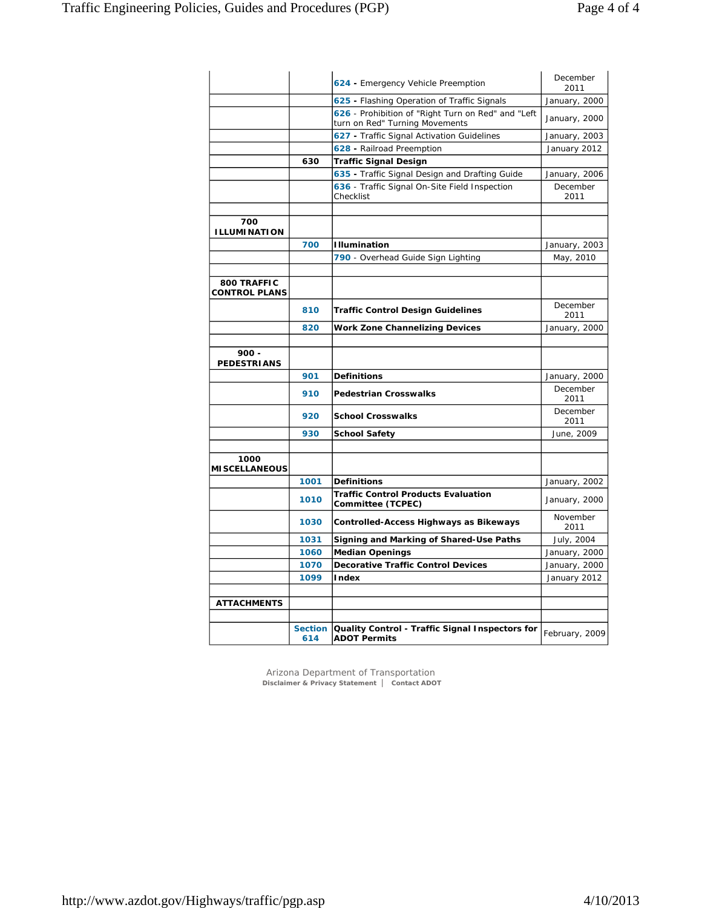| | | | |
|---|---|---|---|
| | | **624 -** Emergency Vehicle Preemption | December 2011 |
| | | **625 -** Flashing Operation of Traffic Signals | January, 2000 |
| | | **626** - Prohibition of "Right Turn on Red" and "Left turn on Red" Turning Movements | January, 2000 |
| | | **627 -** Traffic Signal Activation Guidelines | January, 2003 |
| | | **628 -** Railroad Preemption | January 2012 |
| | **630** | **Traffic Signal Design** | |
| | | **635 -** Traffic Signal Design and Drafting Guide | January, 2006 |
| | | **636** - Traffic Signal On-Site Field Inspection Checklist | December 2011 |
| | | | |
| **700 ILLUMINATION** | | | |
| | **700** | **Illumination** | January, 2003 |
| | | **790** - Overhead Guide Sign Lighting | May, 2010 |
| | | | |
| **800 TRAFFIC CONTROL PLANS** | | | |
| | **810** | **Traffic Control Design Guidelines** | December 2011 |
| | **820** | **Work Zone Channelizing Devices** | January, 2000 |
| | | | |
| **900 - PEDESTRIANS** | | | |
| | **901** | **Definitions** | January, 2000 |
| | **910** | **Pedestrian Crosswalks** | December 2011 |
| | **920** | **School Crosswalks** | December 2011 |
| | **930** | **School Safety** | June, 2009 |
| | | | |
| **1000 MISCELLANEOUS** | | | |
| | **1001** | **Definitions** | January, 2002 |
| | **1010** | **Traffic Control Products Evaluation Committee (TCPEC)** | January, 2000 |
| | **1030** | **Controlled-Access Highways as Bikeways** | November 2011 |
| | **1031** | **Signing and Marking of Shared-Use Paths** | July, 2004 |
| | **1060** | **Median Openings** | January, 2000 |
| | **1070** | **Decorative Traffic Control Devices** | January, 2000 |
| | **1099** | **Index** | January 2012 |
| | | | |
| **ATTACHMENTS** | | | |
| | | | |
| | **Section 614** | **Quality Control - Traffic Signal Inspectors for ADOT Permits** | February, 2009 |

Arizona Department of Transportation

**Disclaimer & Privacy Statement** | **Contact ADOT**